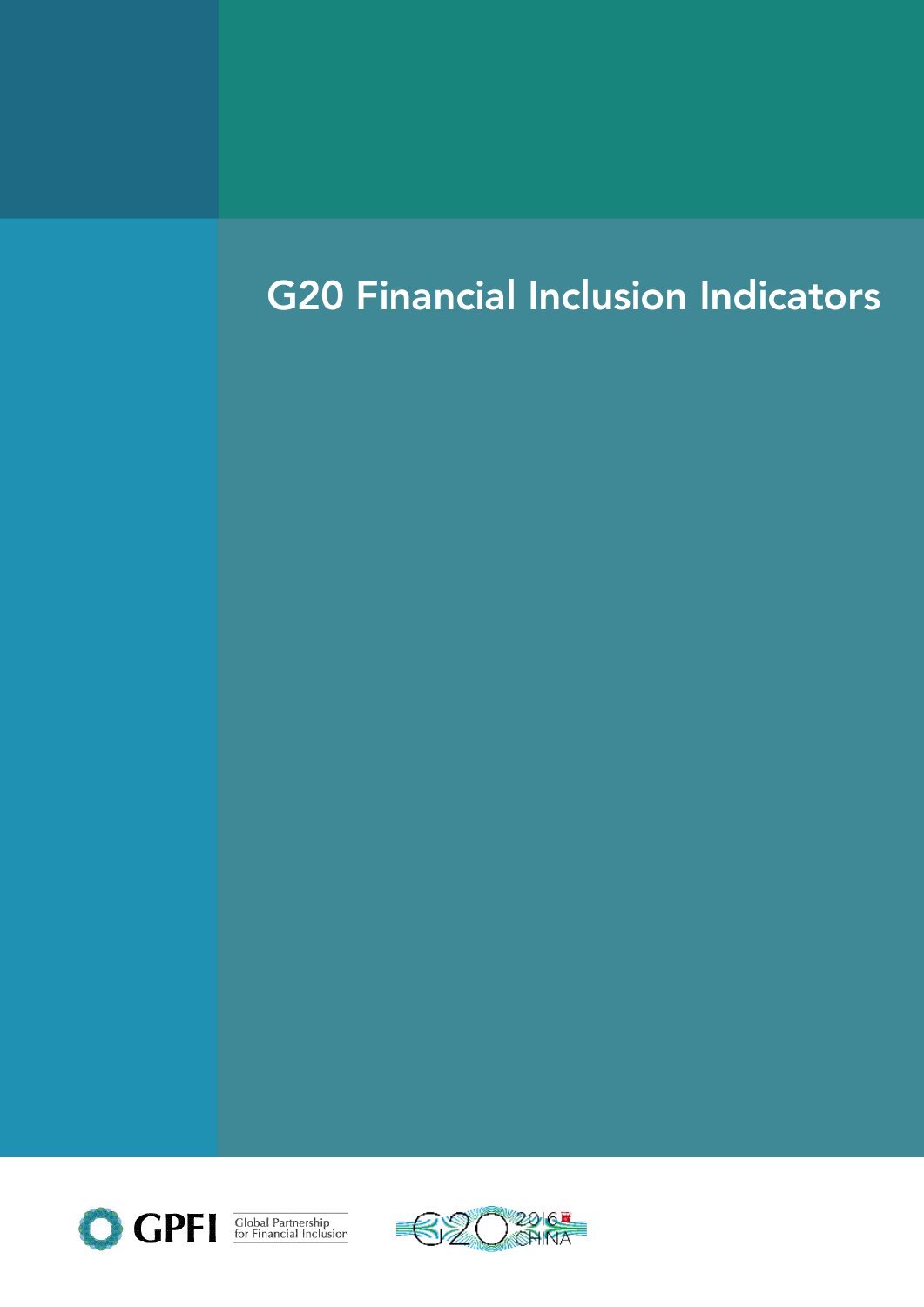# G20 Financial Inclusion Indicators

GPFI Global Partnership for Financial Inclusion

G20 2016 CHINA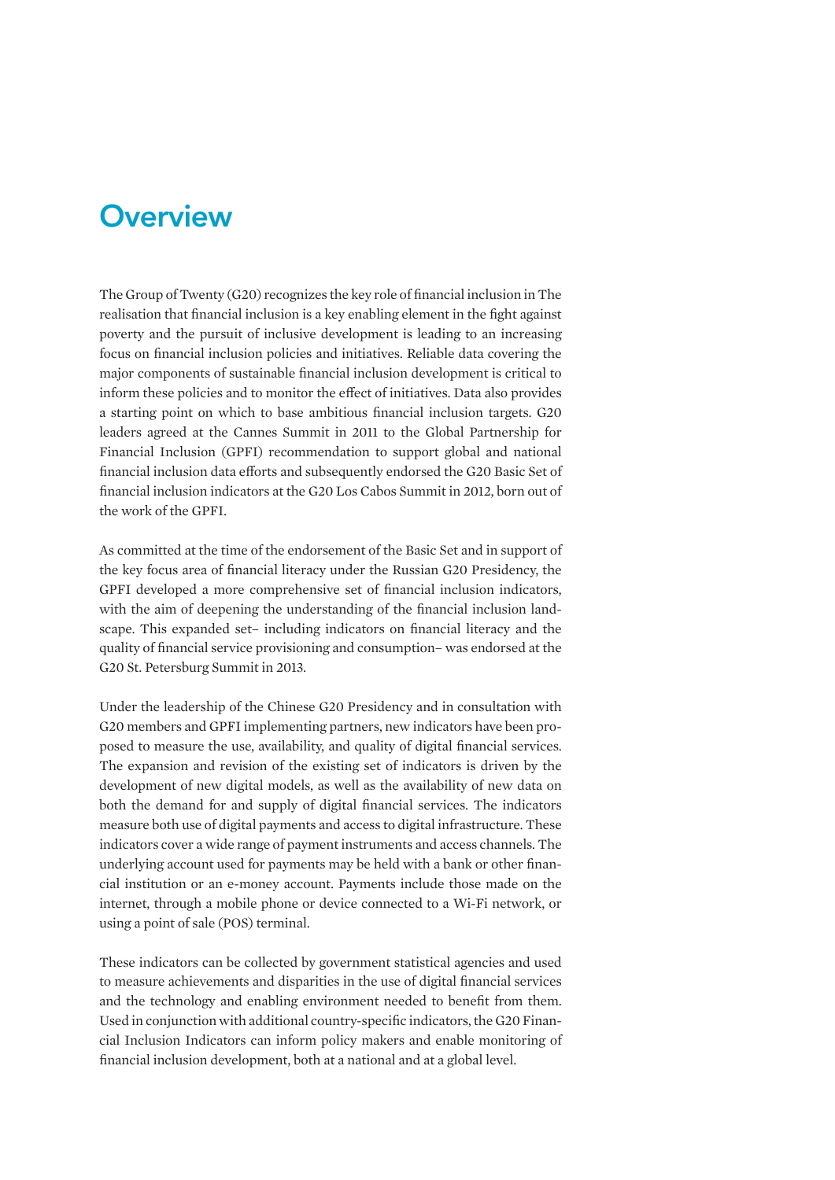# Overview

The Group of Twenty (G20) recognizes the key role of financial inclusion in The realisation that financial inclusion is a key enabling element in the fight against poverty and the pursuit of inclusive development is leading to an increasing focus on financial inclusion policies and initiatives. Reliable data covering the major components of sustainable financial inclusion development is critical to inform these policies and to monitor the effect of initiatives. Data also provides a starting point on which to base ambitious financial inclusion targets. G20 leaders agreed at the Cannes Summit in 2011 to the Global Partnership for Financial Inclusion (GPFI) recommendation to support global and national financial inclusion data efforts and subsequently endorsed the G20 Basic Set of financial inclusion indicators at the G20 Los Cabos Summit in 2012, born out of the work of the GPFI.

As committed at the time of the endorsement of the Basic Set and in support of the key focus area of financial literacy under the Russian G20 Presidency, the GPFI developed a more comprehensive set of financial inclusion indicators, with the aim of deepening the understanding of the financial inclusion landscape. This expanded set– including indicators on financial literacy and the quality of financial service provisioning and consumption– was endorsed at the G20 St. Petersburg Summit in 2013.

Under the leadership of the Chinese G20 Presidency and in consultation with G20 members and GPFI implementing partners, new indicators have been proposed to measure the use, availability, and quality of digital financial services. The expansion and revision of the existing set of indicators is driven by the development of new digital models, as well as the availability of new data on both the demand for and supply of digital financial services. The indicators measure both use of digital payments and access to digital infrastructure. These indicators cover a wide range of payment instruments and access channels. The underlying account used for payments may be held with a bank or other financial institution or an e-money account. Payments include those made on the internet, through a mobile phone or device connected to a Wi-Fi network, or using a point of sale (POS) terminal.

These indicators can be collected by government statistical agencies and used to measure achievements and disparities in the use of digital financial services and the technology and enabling environment needed to benefit from them. Used in conjunction with additional country-specific indicators, the G20 Financial Inclusion Indicators can inform policy makers and enable monitoring of financial inclusion development, both at a national and at a global level.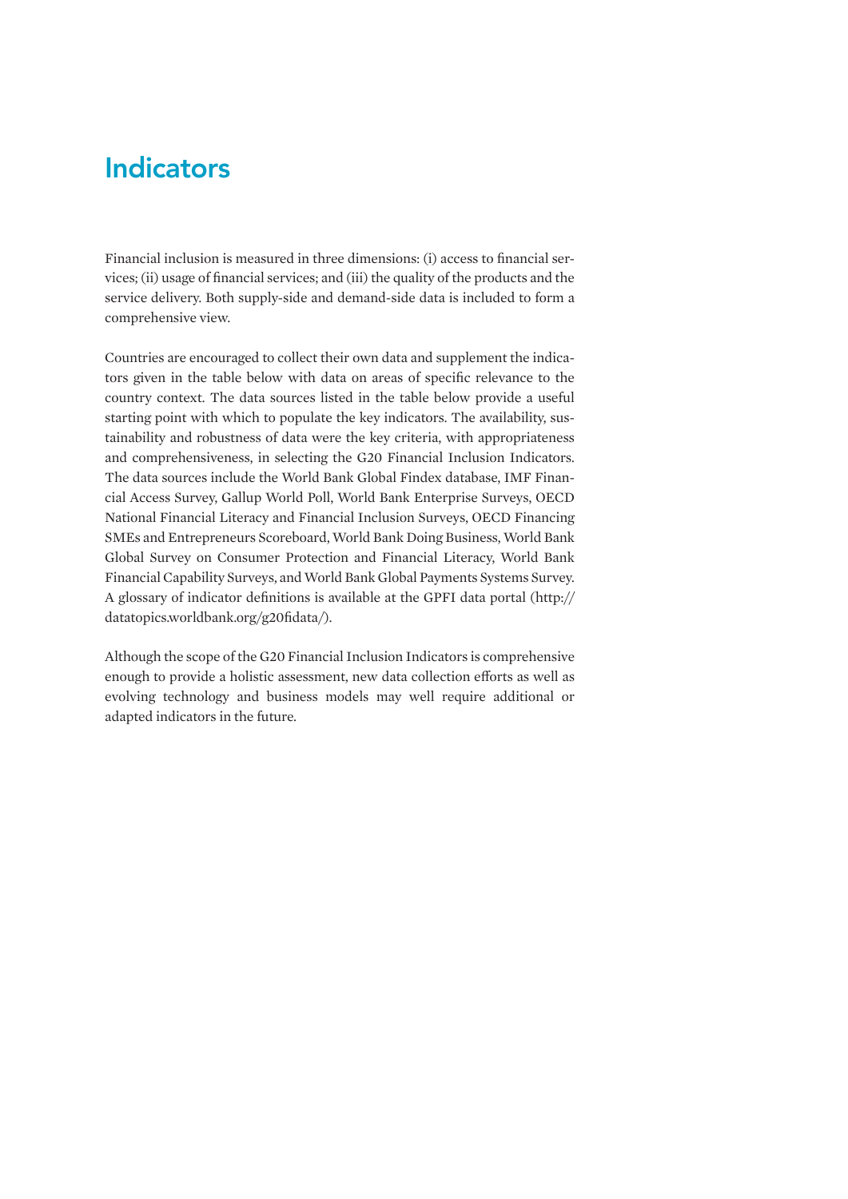# Indicators

Financial inclusion is measured in three dimensions: (i) access to financial services; (ii) usage of financial services; and (iii) the quality of the products and the service delivery. Both supply-side and demand-side data is included to form a comprehensive view.

Countries are encouraged to collect their own data and supplement the indicators given in the table below with data on areas of specific relevance to the country context. The data sources listed in the table below provide a useful starting point with which to populate the key indicators. The availability, sustainability and robustness of data were the key criteria, with appropriateness and comprehensiveness, in selecting the G20 Financial Inclusion Indicators. The data sources include the World Bank Global Findex database, IMF Financial Access Survey, Gallup World Poll, World Bank Enterprise Surveys, OECD National Financial Literacy and Financial Inclusion Surveys, OECD Financing SMEs and Entrepreneurs Scoreboard, World Bank Doing Business, World Bank Global Survey on Consumer Protection and Financial Literacy, World Bank Financial Capability Surveys, and World Bank Global Payments Systems Survey. A glossary of indicator definitions is available at the GPFI data portal (http://datatopics.worldbank.org/g20fidata/).

Although the scope of the G20 Financial Inclusion Indicators is comprehensive enough to provide a holistic assessment, new data collection efforts as well as evolving technology and business models may well require additional or adapted indicators in the future.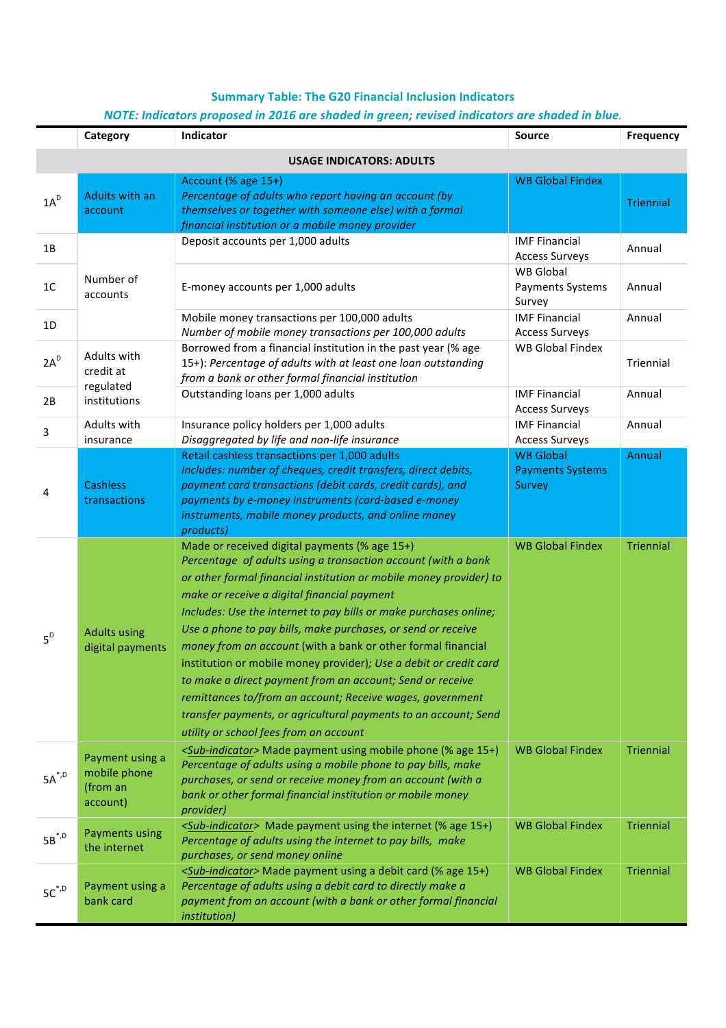**Summary Table: The G20 Financial Inclusion Indicators**

*NOTE: Indicators proposed in 2016 are shaded in green; revised indicators are shaded in blue.*

| | Category | Indicator | Source | Frequency |
|---|---|---|---|---|
| **USAGE INDICATORS: ADULTS** | | | | |
| 1A[D] | Adults with an account | Account (% age 15+) *Percentage of adults who report having an account (by themselves or together with someone else) with a formal financial institution or a mobile money provider* | WB Global Findex | Triennial |
| 1B | Number of accounts | Deposit accounts per 1,000 adults | IMF Financial Access Surveys | Annual |
| 1C | | E-money accounts per 1,000 adults | WB Global Payments Systems Survey | Annual |
| 1D | | Mobile money transactions per 100,000 adults *Number of mobile money transactions per 100,000 adults* | IMF Financial Access Surveys | Annual |
| 2A[D] | Adults with credit at regulated institutions | Borrowed from a financial institution in the past year (% age 15+): *Percentage of adults with at least one loan outstanding from a bank or other formal financial institution* | WB Global Findex | Triennial |
| 2B | | Outstanding loans per 1,000 adults | IMF Financial Access Surveys | Annual |
| 3 | Adults with insurance | Insurance policy holders per 1,000 adults *Disaggregated by life and non-life insurance* | IMF Financial Access Surveys | Annual |
| 4 | Cashless transactions | Retail cashless transactions per 1,000 adults *Includes: number of cheques, credit transfers, direct debits, payment card transactions (debit cards, credit cards), and payments by e-money instruments (card-based e-money instruments, mobile money products, and online money products)* | WB Global Payments Systems Survey | Annual |
| 5[D] | Adults using digital payments | Made or received digital payments (% age 15+) *Percentage of adults using a transaction account (with a bank or other formal financial institution or mobile money provider) to make or receive a digital financial payment* *Includes: Use the internet to pay bills or make purchases online; Use a phone to pay bills, make purchases, or send or receive money from an account* (with a bank or other formal financial institution or mobile money provider)*; Use a debit or credit card to make a direct payment from an account; Send or receive remittances to/from an account; Receive wages, government transfer payments, or agricultural payments to an account; Send utility or school fees from an account* | WB Global Findex | Triennial |
| 5A[*,D] | Payment using a mobile phone (from an account) | <Sub-indicator> Made payment using mobile phone (% age 15+) *Percentage of adults using a mobile phone to pay bills, make purchases, or send or receive money from an account (with a bank or other formal financial institution or mobile money provider)* | WB Global Findex | Triennial |
| 5B[*,D] | Payments using the internet | <Sub-indicator> Made payment using the internet (% age 15+) *Percentage of adults using the internet to pay bills, make purchases, or send money online* | WB Global Findex | Triennial |
| 5C[*,D] | Payment using a bank card | <Sub-indicator> Made payment using a debit card (% age 15+) *Percentage of adults using a debit card to directly make a payment from an account (with a bank or other formal financial institution)* | WB Global Findex | Triennial |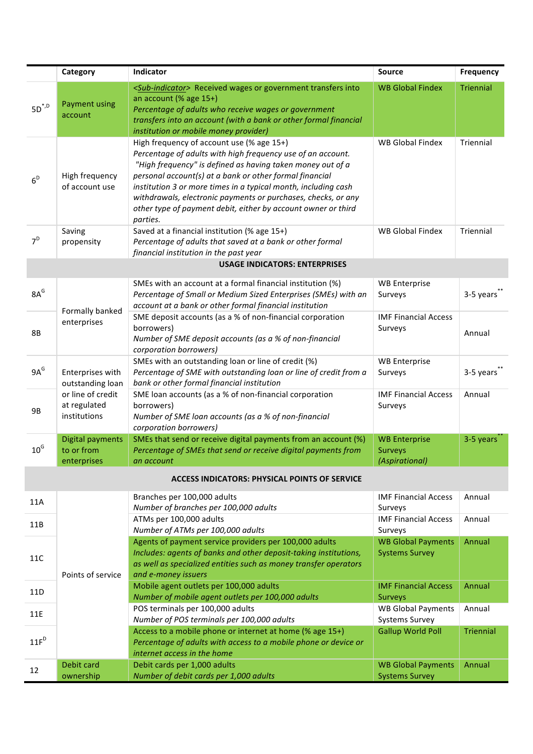|  | Category | Indicator | Source | Frequency |
|---|---|---|---|---|
| 5D[*,D] | Payment using account | <Sub-indicator> Received wages or government transfers into an account (% age 15+)<br>*Percentage of adults who receive wages or government transfers into an account (with a bank or other formal financial institution or mobile money provider)* | WB Global Findex | Triennial |
| 6[D] | High frequency of account use | High frequency of account use (% age 15+)<br>*Percentage of adults with high frequency use of an account. "High frequency" is defined as having taken money out of a personal account(s) at a bank or other formal financial institution 3 or more times in a typical month, including cash withdrawals, electronic payments or purchases, checks, or any other type of payment debit, either by account owner or third parties.* | WB Global Findex | Triennial |
| 7[D] | Saving propensity | Saved at a financial institution (% age 15+)<br>*Percentage of adults that saved at a bank or other formal financial institution in the past year* | WB Global Findex | Triennial |
| | | **USAGE INDICATORS: ENTERPRISES** | | |
| 8A[G] | Formally banked enterprises | SMEs with an account at a formal financial institution (%)<br>*Percentage of Small or Medium Sized Enterprises (SMEs) with an account at a bank or other formal financial institution* | WB Enterprise Surveys | 3-5 years[**] |
| 8B | | SME deposit accounts (as a % of non-financial corporation borrowers)<br>*Number of SME deposit accounts (as a % of non-financial corporation borrowers)* | IMF Financial Access Surveys | Annual |
| 9A[G] | Enterprises with outstanding loan or line of credit at regulated institutions | SMEs with an outstanding loan or line of credit (%)<br>*Percentage of SME with outstanding loan or line of credit from a bank or other formal financial institution* | WB Enterprise Surveys | 3-5 years[**] |
| 9B | | SME loan accounts (as a % of non-financial corporation borrowers)<br>*Number of SME loan accounts (as a % of non-financial corporation borrowers)* | IMF Financial Access Surveys | Annual |
| 10[G] | Digital payments to or from enterprises | SMEs that send or receive digital payments from an account (%)<br>*Percentage of SMEs that send or receive digital payments from an account* | WB Enterprise Surveys *(Aspirational)* | 3-5 years[**] |
| | | **ACCESS INDICATORS: PHYSICAL POINTS OF SERVICE** | | |
| 11A | Points of service | Branches per 100,000 adults<br>*Number of branches per 100,000 adults* | IMF Financial Access Surveys | Annual |
| 11B | | ATMs per 100,000 adults<br>*Number of ATMs per 100,000 adults* | IMF Financial Access Surveys | Annual |
| 11C | | Agents of payment service providers per 100,000 adults<br>*Includes: agents of banks and other deposit-taking institutions, as well as specialized entities such as money transfer operators and e-money issuers* | WB Global Payments Systems Survey | Annual |
| 11D | | Mobile agent outlets per 100,000 adults<br>*Number of mobile agent outlets per 100,000 adults* | IMF Financial Access Surveys | Annual |
| 11E | | POS terminals per 100,000 adults<br>*Number of POS terminals per 100,000 adults* | WB Global Payments Systems Survey | Annual |
| 11F[D] | | Access to a mobile phone or internet at home (% age 15+)<br>*Percentage of adults with access to a mobile phone or device or internet access in the home* | Gallup World Poll | Triennial |
| 12 | Debit card ownership | Debit cards per 1,000 adults<br>*Number of debit cards per 1,000 adults* | WB Global Payments Systems Survey | Annual |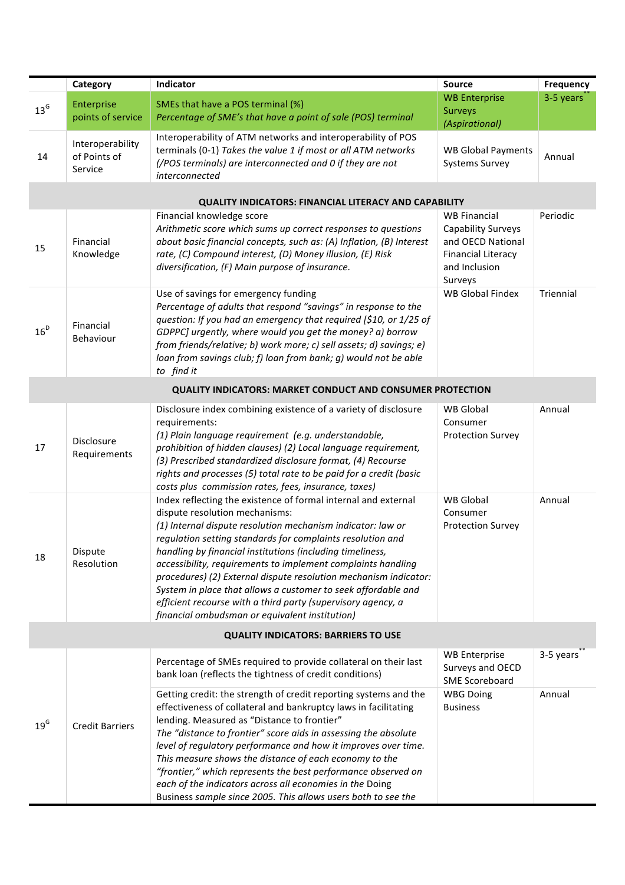| | Category | Indicator | Source | Frequency |
|---|---|---|---|---|
| 13[G] | Enterprise points of service | SMEs that have a POS terminal (%) *Percentage of SME's that have a point of sale (POS) terminal* | WB Enterprise Surveys *(Aspirational)* | 3-5 years[**] |
| 14 | Interoperability of Points of Service | Interoperability of ATM networks and interoperability of POS terminals (0-1) *Takes the value 1 if most or all ATM networks (/POS terminals) are interconnected and 0 if they are not interconnected* | WB Global Payments Systems Survey | Annual |
| **QUALITY INDICATORS: FINANCIAL LITERACY AND CAPABILITY** | | | | |
| 15 | Financial Knowledge | Financial knowledge score *Arithmetic score which sums up correct responses to questions about basic financial concepts, such as: (A) Inflation, (B) Interest rate, (C) Compound interest, (D) Money illusion, (E) Risk diversification, (F) Main purpose of insurance.* | WB Financial Capability Surveys and OECD National Financial Literacy and Inclusion Surveys | Periodic |
| 16[D] | Financial Behaviour | Use of savings for emergency funding *Percentage of adults that respond "savings" in response to the question: If you had an emergency that required [$10, or 1/25 of GDPPC] urgently, where would you get the money? a) borrow from friends/relative; b) work more; c) sell assets; d) savings; e) loan from savings club; f) loan from bank; g) would not be able to find it* | WB Global Findex | Triennial |
| **QUALITY INDICATORS: MARKET CONDUCT AND CONSUMER PROTECTION** | | | | |
| 17 | Disclosure Requirements | Disclosure index combining existence of a variety of disclosure requirements: *(1) Plain language requirement (e.g. understandable, prohibition of hidden clauses) (2) Local language requirement, (3) Prescribed standardized disclosure format, (4) Recourse rights and processes (5) total rate to be paid for a credit (basic costs plus commission rates, fees, insurance, taxes)* | WB Global Consumer Protection Survey | Annual |
| 18 | Dispute Resolution | Index reflecting the existence of formal internal and external dispute resolution mechanisms: *(1) Internal dispute resolution mechanism indicator: law or regulation setting standards for complaints resolution and handling by financial institutions (including timeliness, accessibility, requirements to implement complaints handling procedures) (2) External dispute resolution mechanism indicator: System in place that allows a customer to seek affordable and efficient recourse with a third party (supervisory agency, a financial ombudsman or equivalent institution)* | WB Global Consumer Protection Survey | Annual |
| **QUALITY INDICATORS: BARRIERS TO USE** | | | | |
| 19[G] | Credit Barriers | Percentage of SMEs required to provide collateral on their last bank loan (reflects the tightness of credit conditions) | WB Enterprise Surveys and OECD SME Scoreboard | 3-5 years[**] |
| | | Getting credit: the strength of credit reporting systems and the effectiveness of collateral and bankruptcy laws in facilitating lending. Measured as "Distance to frontier" *The "distance to frontier" score aids in assessing the absolute level of regulatory performance and how it improves over time. This measure shows the distance of each economy to the "frontier," which represents the best performance observed on each of the indicators across all economies in the* Doing Business *sample since 2005. This allows users both to see the* | WBG Doing Business | Annual |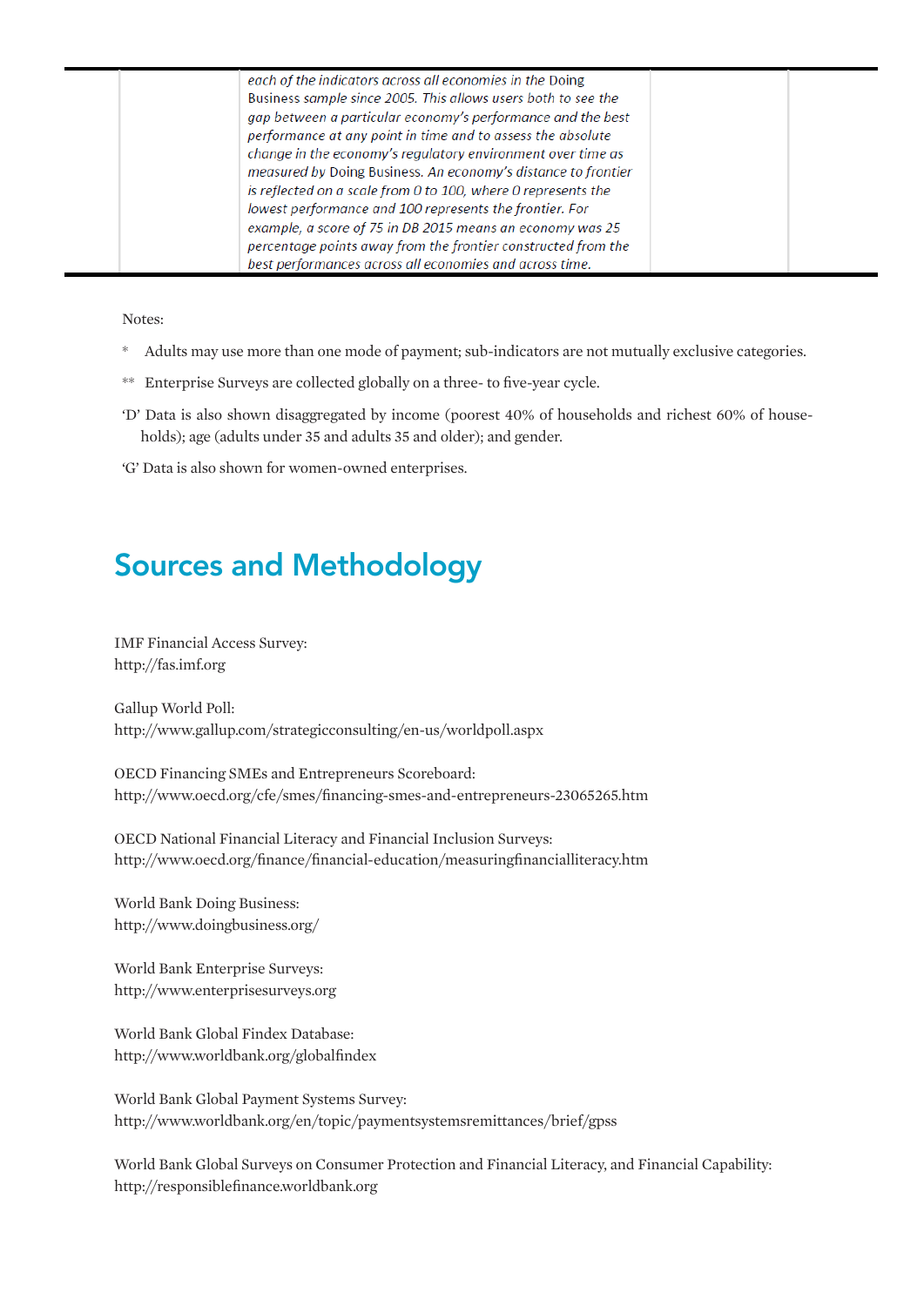|  |  | *each of the indicators across all economies in the Doing Business sample since 2005. This allows users both to see the gap between a particular economy's performance and the best performance at any point in time and to assess the absolute change in the economy's regulatory environment over time as measured by Doing Business. An economy's distance to frontier is reflected on a scale from 0 to 100, where 0 represents the lowest performance and 100 represents the frontier. For example, a score of 75 in DB 2015 means an economy was 25 percentage points away from the frontier constructed from the best performances across all economies and across time.* |  |  |
|---|---|---|---|---|

Notes:

\* Adults may use more than one mode of payment; sub-indicators are not mutually exclusive categories.

\*\* Enterprise Surveys are collected globally on a three- to five-year cycle.

'D' Data is also shown disaggregated by income (poorest 40% of households and richest 60% of households); age (adults under 35 and adults 35 and older); and gender.

'G' Data is also shown for women-owned enterprises.

## Sources and Methodology

IMF Financial Access Survey:
http://fas.imf.org

Gallup World Poll:
http://www.gallup.com/strategicconsulting/en-us/worldpoll.aspx

OECD Financing SMEs and Entrepreneurs Scoreboard:
http://www.oecd.org/cfe/smes/financing-smes-and-entrepreneurs-23065265.htm

OECD National Financial Literacy and Financial Inclusion Surveys:
http://www.oecd.org/finance/financial-education/measuringfinancialliteracy.htm

World Bank Doing Business:
http://www.doingbusiness.org/

World Bank Enterprise Surveys:
http://www.enterprisesurveys.org

World Bank Global Findex Database:
http://www.worldbank.org/globalfindex

World Bank Global Payment Systems Survey:
http://www.worldbank.org/en/topic/paymentsystemsremittances/brief/gpss

World Bank Global Surveys on Consumer Protection and Financial Literacy, and Financial Capability:
http://responsiblefinance.worldbank.org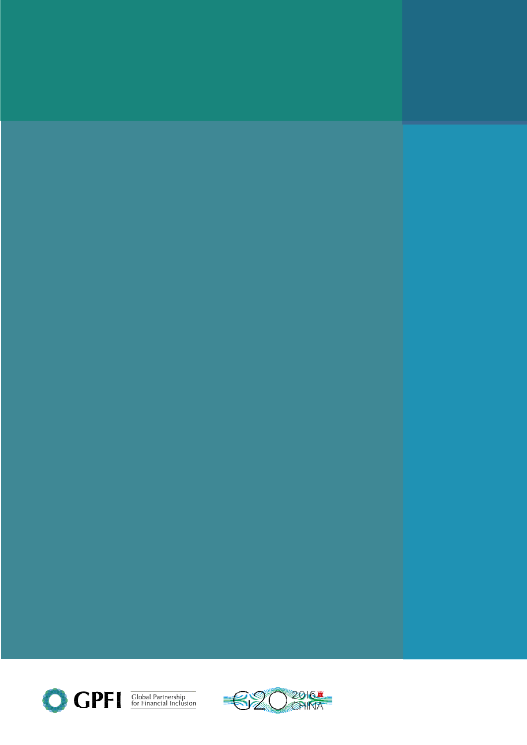GPFI Global Partnership for Financial Inclusion

G20 2016 CHINA